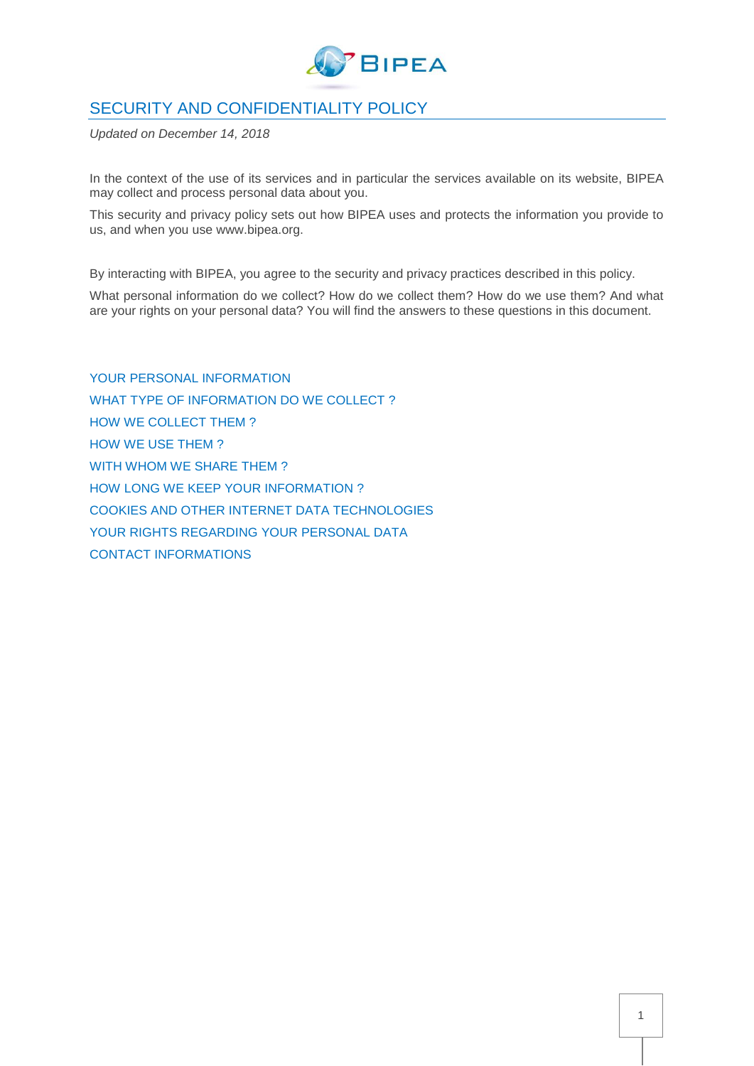# SECURITY AND CONFIDENTIALITY POLICY

*Updated on December 14, 2018*

In the context of the use of its services and in particular the services available on its website, BIPEA may collect and process personal data about you.

This security and privacy policy sets out how BIPEA uses and protects the information you provide to us, and when you use www.bipea.org.

By interacting with BIPEA, you agree to the security and privacy practices described in this policy.

What personal information do we collect? How do we collect them? How do we use them? And what are your rights on your personal data? You will find the answers to these questions in this document.

- YOUR PERSONAL INFORMATION
- WHAT TYPE OF INFORMATION DO WE COLLECT ?
- HOW WE COLLECT THEM ?
- HOW WE USE THEM ?
- WITH WHOM WE SHARE THEM ?
- HOW LONG WE KEEP YOUR INFORMATION ?
- COOKIES AND OTHER INTERNET DATA TECHNOLOGIES
- YOUR RIGHTS REGARDING YOUR PERSONAL DATA
- CONTACT INFORMATIONS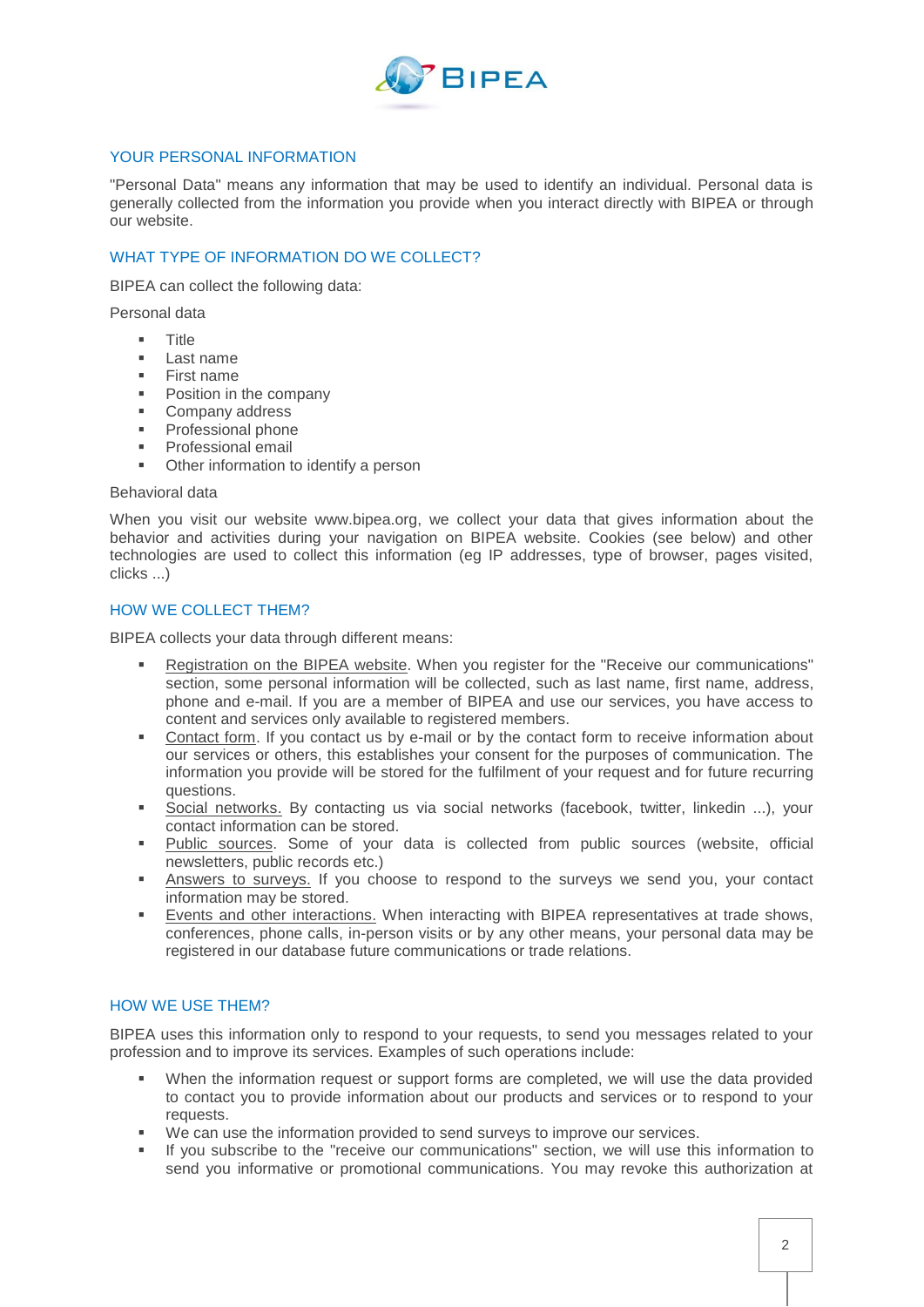## YOUR PERSONAL INFORMATION

"Personal Data" means any information that may be used to identify an individual. Personal data is generally collected from the information you provide when you interact directly with BIPEA or through our website.

## WHAT TYPE OF INFORMATION DO WE COLLECT?

BIPEA can collect the following data:

Personal data

- Title
- Last name
- First name
- Position in the company
- Company address
- Professional phone
- Professional email
- Other information to identify a person

Behavioral data

When you visit our website www.bipea.org, we collect your data that gives information about the behavior and activities during your navigation on BIPEA website. Cookies (see below) and other technologies are used to collect this information (eg IP addresses, type of browser, pages visited, clicks ...)

## HOW WE COLLECT THEM?

BIPEA collects your data through different means:

- Registration on the BIPEA website. When you register for the "Receive our communications" section, some personal information will be collected, such as last name, first name, address, phone and e-mail. If you are a member of BIPEA and use our services, you have access to content and services only available to registered members.
- Contact form. If you contact us by e-mail or by the contact form to receive information about our services or others, this establishes your consent for the purposes of communication. The information you provide will be stored for the fulfilment of your request and for future recurring questions.
- Social networks. By contacting us via social networks (facebook, twitter, linkedin ...), your contact information can be stored.
- Public sources. Some of your data is collected from public sources (website, official newsletters, public records etc.)
- Answers to surveys. If you choose to respond to the surveys we send you, your contact information may be stored.
- Events and other interactions. When interacting with BIPEA representatives at trade shows, conferences, phone calls, in-person visits or by any other means, your personal data may be registered in our database future communications or trade relations.

## HOW WE USE THEM?

BIPEA uses this information only to respond to your requests, to send you messages related to your profession and to improve its services. Examples of such operations include:

- When the information request or support forms are completed, we will use the data provided to contact you to provide information about our products and services or to respond to your requests.
- We can use the information provided to send surveys to improve our services.
- If you subscribe to the "receive our communications" section, we will use this information to send you informative or promotional communications. You may revoke this authorization at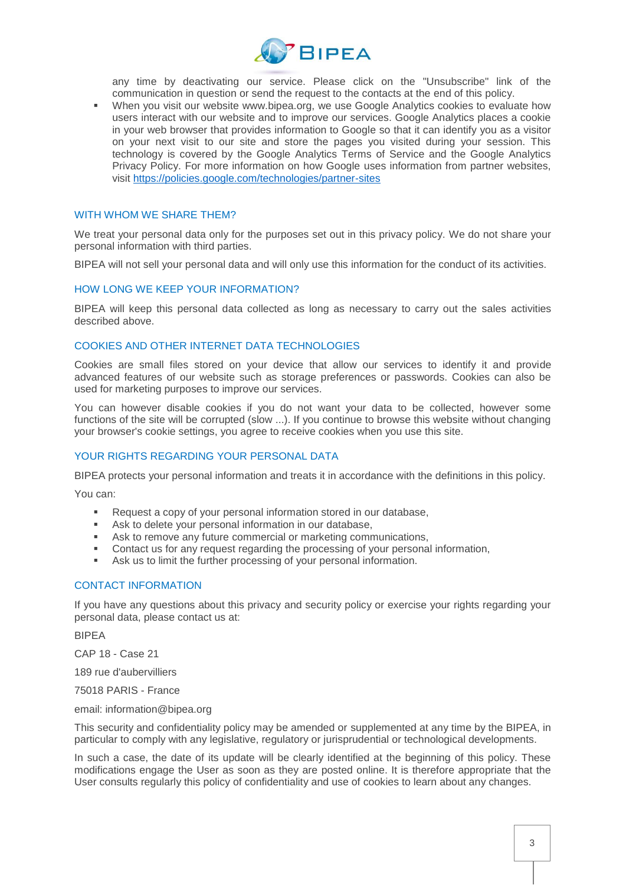any time by deactivating our service. Please click on the "Unsubscribe" link of the communication in question or send the request to the contacts at the end of this policy.

- When you visit our website www.bipea.org, we use Google Analytics cookies to evaluate how users interact with our website and to improve our services. Google Analytics places a cookie in your web browser that provides information to Google so that it can identify you as a visitor on your next visit to our site and store the pages you visited during your session. This technology is covered by the Google Analytics Terms of Service and the Google Analytics Privacy Policy. For more information on how Google uses information from partner websites, visit https://policies.google.com/technologies/partner-sites

## WITH WHOM WE SHARE THEM?

We treat your personal data only for the purposes set out in this privacy policy. We do not share your personal information with third parties.

BIPEA will not sell your personal data and will only use this information for the conduct of its activities.

## HOW LONG WE KEEP YOUR INFORMATION?

BIPEA will keep this personal data collected as long as necessary to carry out the sales activities described above.

## COOKIES AND OTHER INTERNET DATA TECHNOLOGIES

Cookies are small files stored on your device that allow our services to identify it and provide advanced features of our website such as storage preferences or passwords. Cookies can also be used for marketing purposes to improve our services.

You can however disable cookies if you do not want your data to be collected, however some functions of the site will be corrupted (slow ...). If you continue to browse this website without changing your browser's cookie settings, you agree to receive cookies when you use this site.

## YOUR RIGHTS REGARDING YOUR PERSONAL DATA

BIPEA protects your personal information and treats it in accordance with the definitions in this policy.

You can:

- Request a copy of your personal information stored in our database,
- Ask to delete your personal information in our database,
- Ask to remove any future commercial or marketing communications,
- Contact us for any request regarding the processing of your personal information,
- Ask us to limit the further processing of your personal information.

## CONTACT INFORMATION

If you have any questions about this privacy and security policy or exercise your rights regarding your personal data, please contact us at:

BIPEA

CAP 18 - Case 21

189 rue d'aubervilliers

75018 PARIS - France

email: information@bipea.org

This security and confidentiality policy may be amended or supplemented at any time by the BIPEA, in particular to comply with any legislative, regulatory or jurisprudential or technological developments.

In such a case, the date of its update will be clearly identified at the beginning of this policy. These modifications engage the User as soon as they are posted online. It is therefore appropriate that the User consults regularly this policy of confidentiality and use of cookies to learn about any changes.